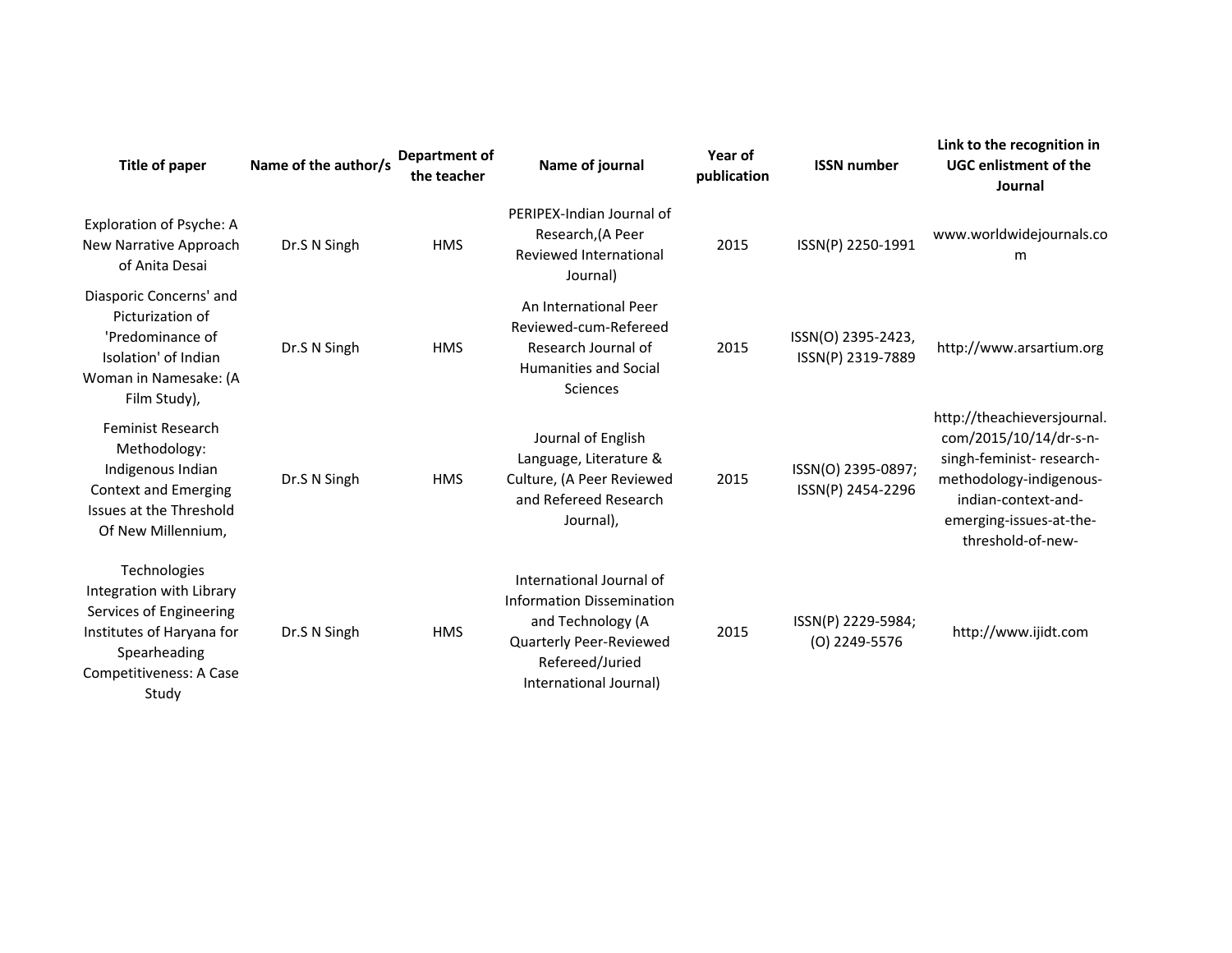| Title of paper | Name of the author/s | Department of the teacher | Name of journal | Year of publication | ISSN number | Link to the recognition in UGC enlistment of the Journal |
|---|---|---|---|---|---|---|
| Exploration of Psyche: A New Narrative Approach of Anita Desai | Dr.S N Singh | HMS | PERIPEX-Indian Journal of Research,(A Peer Reviewed International Journal) | 2015 | ISSN(P) 2250-1991 | www.worldwidejournals.com |
| Diasporic Concerns' and Picturization of 'Predominance of Isolation' of Indian Woman in Namesake: (A Film Study), | Dr.S N Singh | HMS | An International Peer Reviewed-cum-Refereed Research Journal of Humanities and Social Sciences | 2015 | ISSN(O) 2395-2423, ISSN(P) 2319-7889 | http://www.arsartium.org |
| Feminist Research Methodology: Indigenous Indian Context and Emerging Issues at the Threshold Of New Millennium, | Dr.S N Singh | HMS | Journal of English Language, Literature & Culture, (A Peer Reviewed and Refereed Research Journal), | 2015 | ISSN(O) 2395-0897; ISSN(P) 2454-2296 | http://theachieversjournal.com/2015/10/14/dr-s-n-singh-feminist- research-methodology-indigenous-indian-context-and-emerging-issues-at-the-threshold-of-new- |
| Technologies Integration with Library Services of Engineering Institutes of Haryana for Spearheading Competitiveness: A Case Study | Dr.S N Singh | HMS | International Journal of Information Dissemination and Technology (A Quarterly Peer-Reviewed Refereed/Juried International Journal) | 2015 | ISSN(P) 2229-5984; (O) 2249-5576 | http://www.ijidt.com |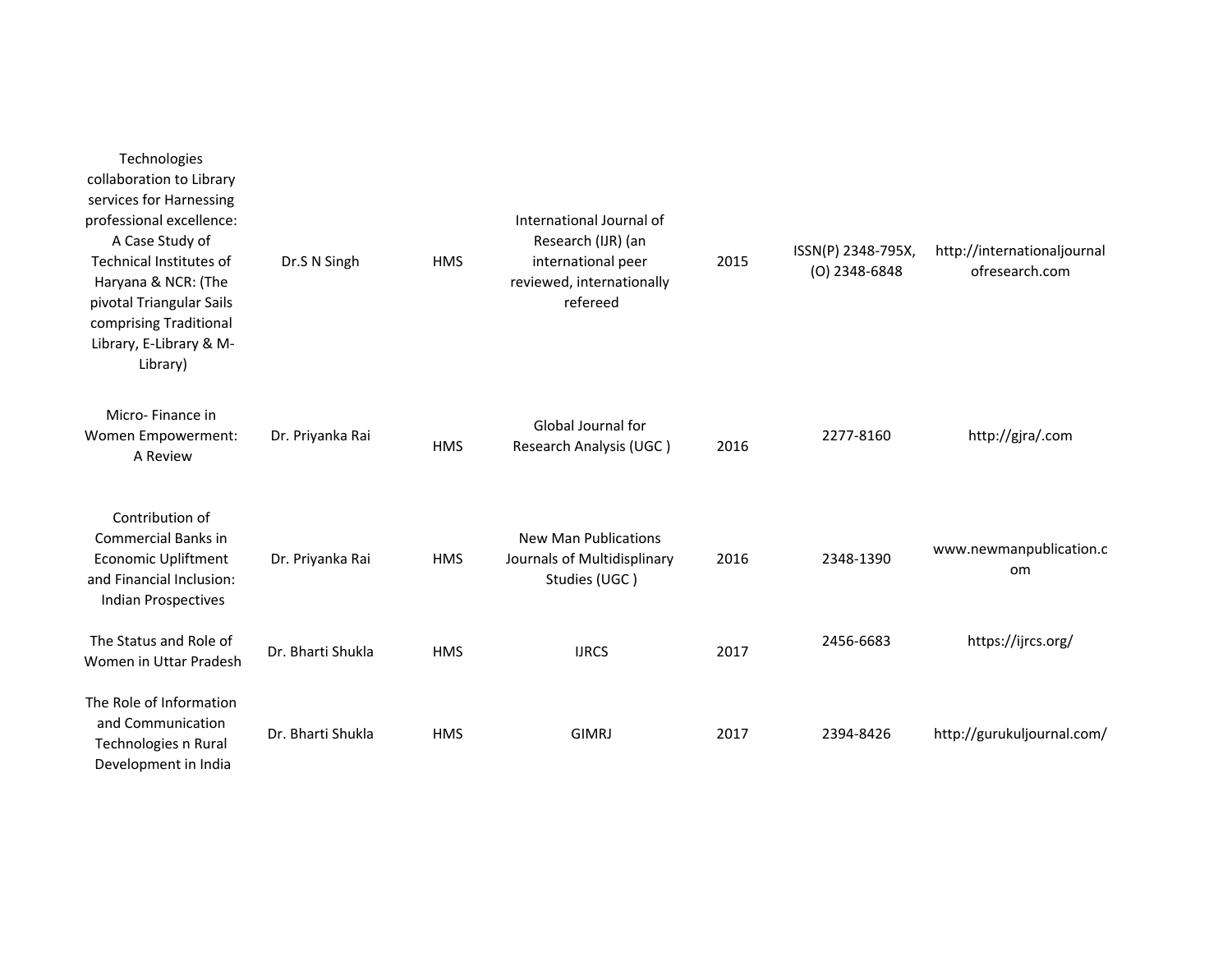| | | | | | | |
|---|---|---|---|---|---|---|
| Technologies collaboration to Library services for Harnessing professional excellence: A Case Study of Technical Institutes of Haryana & NCR: (The pivotal Triangular Sails comprising Traditional Library, E-Library & M-Library) | Dr.S N Singh | HMS | International Journal of Research (IJR) (an international peer reviewed, internationally refereed | 2015 | ISSN(P) 2348-795X, (O) 2348-6848 | http://internationaljournalofresearch.com |
| Micro- Finance in Women Empowerment: A Review | Dr. Priyanka Rai | HMS | Global Journal for Research Analysis (UGC ) | 2016 | 2277-8160 | http://gjra/.com |
| Contribution of Commercial Banks in Economic Upliftment and Financial Inclusion: Indian Prospectives | Dr. Priyanka Rai | HMS | New Man Publications Journals of Multidisplinary Studies (UGC ) | 2016 | 2348-1390 | www.newmanpublication.com |
| The Status and Role of Women in Uttar Pradesh | Dr. Bharti Shukla | HMS | IJRCS | 2017 | 2456-6683 | https://ijrcs.org/ |
| The Role of Information and Communication Technologies n Rural Development in India | Dr. Bharti Shukla | HMS | GIMRJ | 2017 | 2394-8426 | http://gurukuljournal.com/ |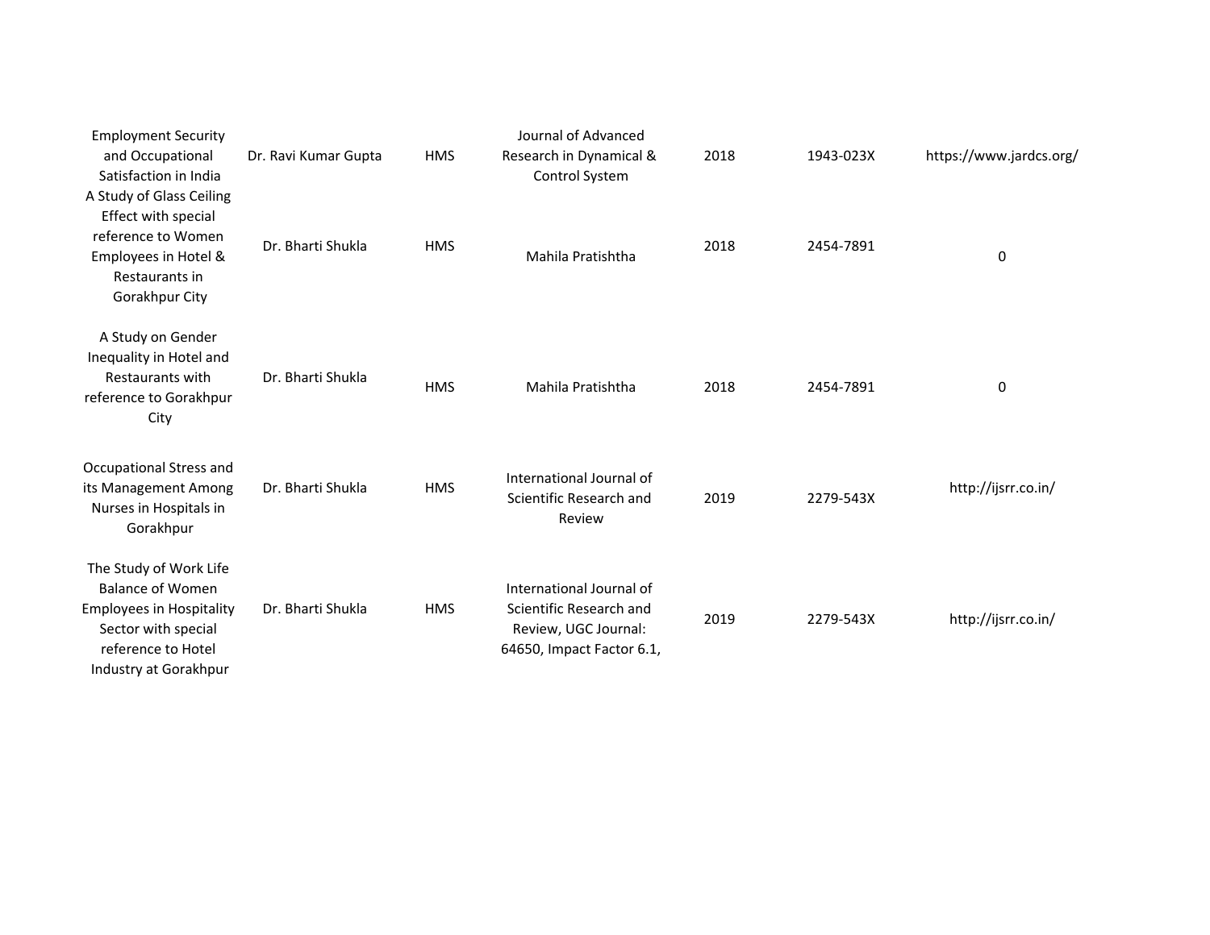| | | | | | | |
|---|---|---|---|---|---|---|
| Employment Security and Occupational Satisfaction in India | Dr. Ravi Kumar Gupta | HMS | Journal of Advanced Research in Dynamical & Control System | 2018 | 1943-023X | https://www.jardcs.org/ |
| A Study of Glass Ceiling Effect with special reference to Women Employees in Hotel & Restaurants in Gorakhpur City | Dr. Bharti Shukla | HMS | Mahila Pratishtha | 2018 | 2454-7891 | 0 |
| A Study on Gender Inequality in Hotel and Restaurants with reference to Gorakhpur City | Dr. Bharti Shukla | HMS | Mahila Pratishtha | 2018 | 2454-7891 | 0 |
| Occupational Stress and its Management Among Nurses in Hospitals in Gorakhpur | Dr. Bharti Shukla | HMS | International Journal of Scientific Research and Review | 2019 | 2279-543X | http://ijsrr.co.in/ |
| The Study of Work Life Balance of Women Employees in Hospitality Sector with special reference to Hotel Industry at Gorakhpur | Dr. Bharti Shukla | HMS | International Journal of Scientific Research and Review, UGC Journal: 64650, Impact Factor 6.1, | 2019 | 2279-543X | http://ijsrr.co.in/ |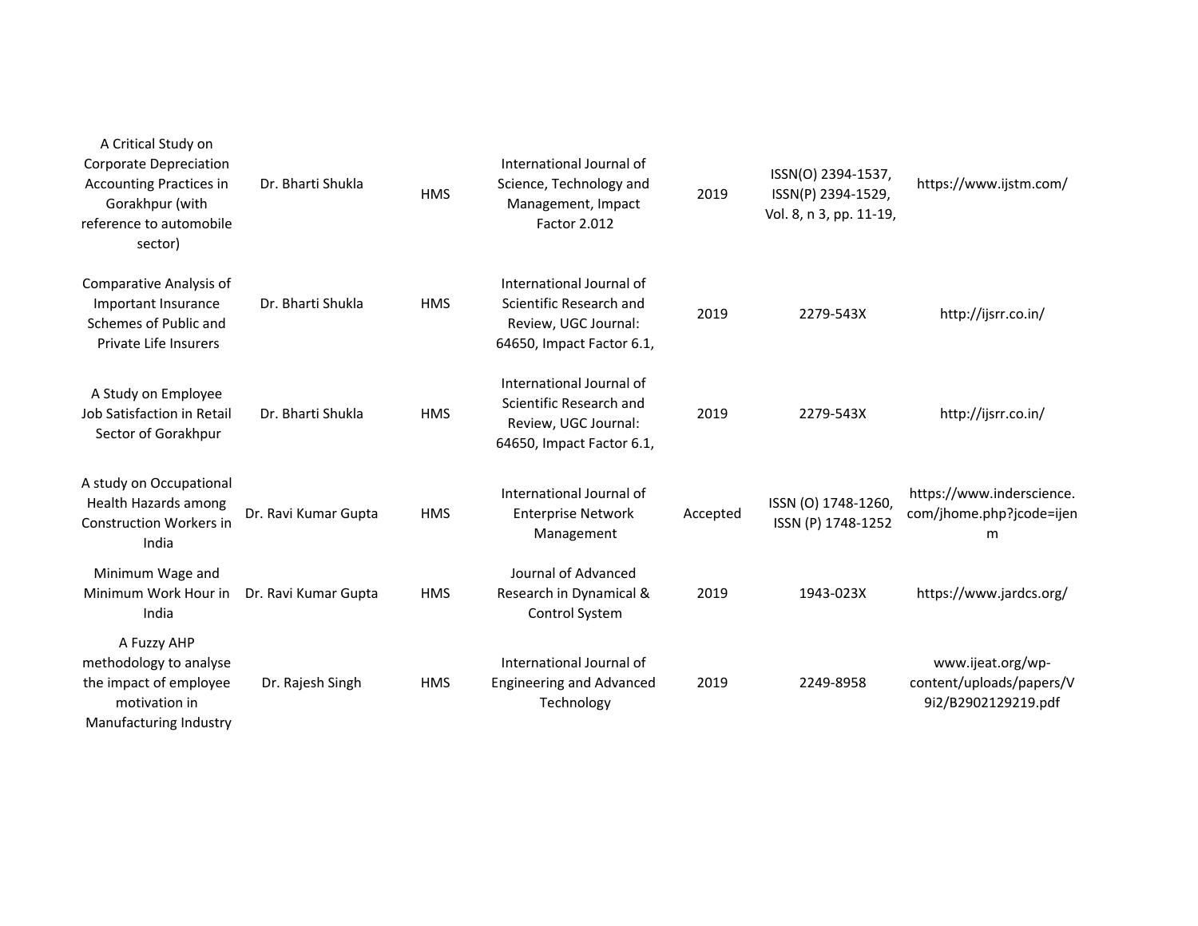| | | | | | | |
|---|---|---|---|---|---|---|
| A Critical Study on Corporate Depreciation Accounting Practices in Gorakhpur (with reference to automobile sector) | Dr. Bharti Shukla | HMS | International Journal of Science, Technology and Management, Impact Factor 2.012 | 2019 | ISSN(O) 2394-1537, ISSN(P) 2394-1529, Vol. 8, n 3, pp. 11-19, | https://www.ijstm.com/ |
| Comparative Analysis of Important Insurance Schemes of Public and Private Life Insurers | Dr. Bharti Shukla | HMS | International Journal of Scientific Research and Review, UGC Journal: 64650, Impact Factor 6.1, | 2019 | 2279-543X | http://ijsrr.co.in/ |
| A Study on Employee Job Satisfaction in Retail Sector of Gorakhpur | Dr. Bharti Shukla | HMS | International Journal of Scientific Research and Review, UGC Journal: 64650, Impact Factor 6.1, | 2019 | 2279-543X | http://ijsrr.co.in/ |
| A study on Occupational Health Hazards among Construction Workers in India | Dr. Ravi Kumar Gupta | HMS | International Journal of Enterprise Network Management | Accepted | ISSN (O) 1748-1260, ISSN (P) 1748-1252 | https://www.inderscience.com/jhome.php?jcode=ijenm |
| Minimum Wage and Minimum Work Hour in India | Dr. Ravi Kumar Gupta | HMS | Journal of Advanced Research in Dynamical & Control System | 2019 | 1943-023X | https://www.jardcs.org/ |
| A Fuzzy AHP methodology to analyse the impact of employee motivation in Manufacturing Industry | Dr. Rajesh Singh | HMS | International Journal of Engineering and Advanced Technology | 2019 | 2249-8958 | www.ijeat.org/wp-content/uploads/papers/V9i2/B2902129219.pdf |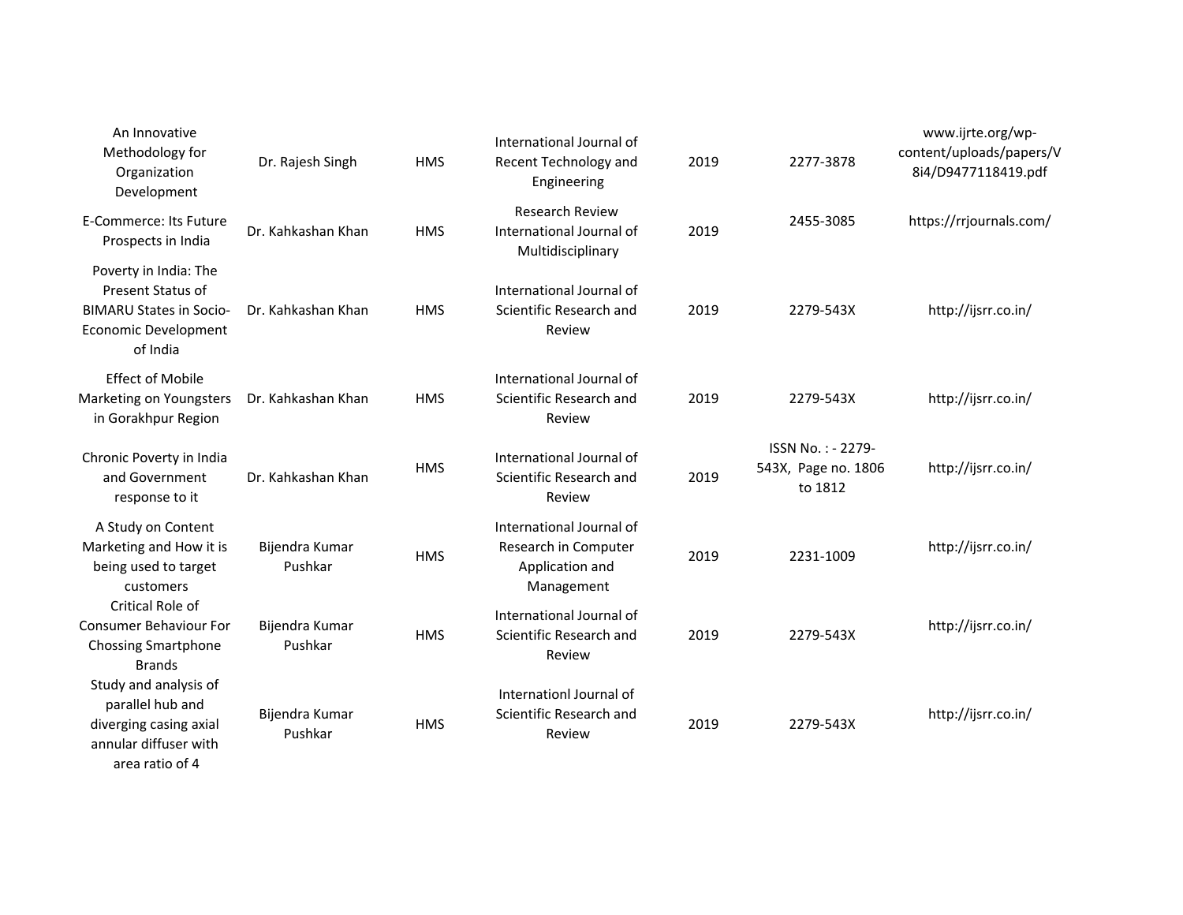| | | | | | | |
|---|---|---|---|---|---|---|
| An Innovative Methodology for Organization Development | Dr. Rajesh Singh | HMS | International Journal of Recent Technology and Engineering | 2019 | 2277-3878 | www.ijrte.org/wp-content/uploads/papers/V8i4/D9477118419.pdf |
| E-Commerce: Its Future Prospects in India | Dr. Kahkashan Khan | HMS | Research Review International Journal of Multidisciplinary | 2019 | 2455-3085 | https://rrjournals.com/ |
| Poverty in India: The Present Status of BIMARU States in Socio-Economic Development of India | Dr. Kahkashan Khan | HMS | International Journal of Scientific Research and Review | 2019 | 2279-543X | http://ijsrr.co.in/ |
| Effect of Mobile Marketing on Youngsters in Gorakhpur Region | Dr. Kahkashan Khan | HMS | International Journal of Scientific Research and Review | 2019 | 2279-543X | http://ijsrr.co.in/ |
| Chronic Poverty in India and Government response to it | Dr. Kahkashan Khan | HMS | International Journal of Scientific Research and Review | 2019 | ISSN No. : - 2279-543X, Page no. 1806 to 1812 | http://ijsrr.co.in/ |
| A Study on Content Marketing and How it is being used to target customers | Bijendra Kumar Pushkar | HMS | International Journal of Research in Computer Application and Management | 2019 | 2231-1009 | http://ijsrr.co.in/ |
| Critical Role of Consumer Behaviour For Chossing Smartphone Brands | Bijendra Kumar Pushkar | HMS | International Journal of Scientific Research and Review | 2019 | 2279-543X | http://ijsrr.co.in/ |
| Study and analysis of parallel hub and diverging casing axial annular diffuser with area ratio of 4 | Bijendra Kumar Pushkar | HMS | Internationl Journal of Scientific Research and Review | 2019 | 2279-543X | http://ijsrr.co.in/ |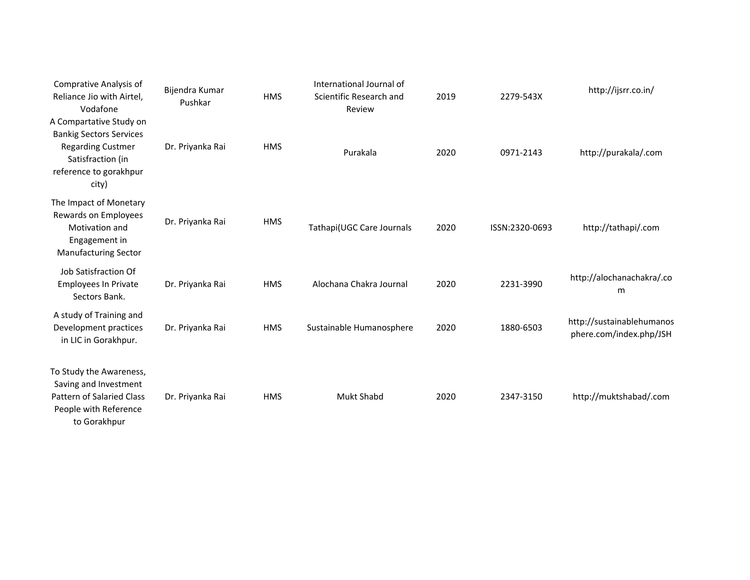| | | | | | | |
|---|---|---|---|---|---|---|
| Comprative Analysis of Reliance Jio with Airtel, Vodafone | Bijendra Kumar Pushkar | HMS | International Journal of Scientific Research and Review | 2019 | 2279-543X | http://ijsrr.co.in/ |
| A Compartative Study on Bankig Sectors Services Regarding Custmer Satisfraction (in reference to gorakhpur city) | Dr. Priyanka Rai | HMS | Purakala | 2020 | 0971-2143 | http://purakala/.com |
| The Impact of Monetary Rewards on Employees Motivation and Engagement in Manufacturing Sector | Dr. Priyanka Rai | HMS | Tathapi(UGC Care Journals | 2020 | ISSN:2320-0693 | http://tathapi/.com |
| Job Satisfraction Of Employees In Private Sectors Bank. | Dr. Priyanka Rai | HMS | Alochana Chakra Journal | 2020 | 2231-3990 | http://alochanachakra/.com |
| A study of Training and Development practices in LIC in Gorakhpur. | Dr. Priyanka Rai | HMS | Sustainable Humanosphere | 2020 | 1880-6503 | http://sustainablehumanosphere.com/index.php/JSH |
| To Study the Awareness, Saving and Investment Pattern of Salaried Class People with Reference to Gorakhpur | Dr. Priyanka Rai | HMS | Mukt Shabd | 2020 | 2347-3150 | http://muktshabad/.com |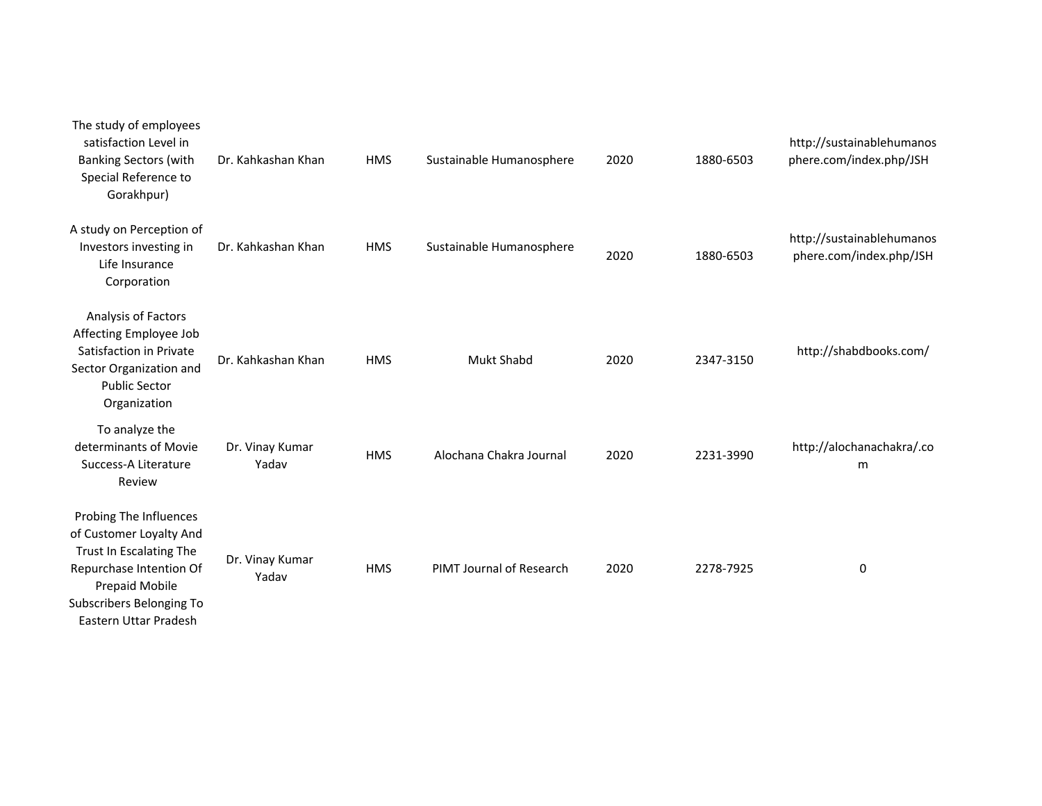| | | | | | | |
|---|---|---|---|---|---|---|
| The study of employees satisfaction Level in Banking Sectors (with Special Reference to Gorakhpur) | Dr. Kahkashan Khan | HMS | Sustainable Humanosphere | 2020 | 1880-6503 | http://sustainablehumanosphere.com/index.php/JSH |
| A study on Perception of Investors investing in Life Insurance Corporation | Dr. Kahkashan Khan | HMS | Sustainable Humanosphere | 2020 | 1880-6503 | http://sustainablehumanosphere.com/index.php/JSH |
| Analysis of Factors Affecting Employee Job Satisfaction in Private Sector Organization and Public Sector Organization | Dr. Kahkashan Khan | HMS | Mukt Shabd | 2020 | 2347-3150 | http://shabdbooks.com/ |
| To analyze the determinants of Movie Success-A Literature Review | Dr. Vinay Kumar Yadav | HMS | Alochana Chakra Journal | 2020 | 2231-3990 | http://alochanachakra/.com |
| Probing The Influences of Customer Loyalty And Trust In Escalating The Repurchase Intention Of Prepaid Mobile Subscribers Belonging To Eastern Uttar Pradesh | Dr. Vinay Kumar Yadav | HMS | PIMT Journal of Research | 2020 | 2278-7925 | 0 |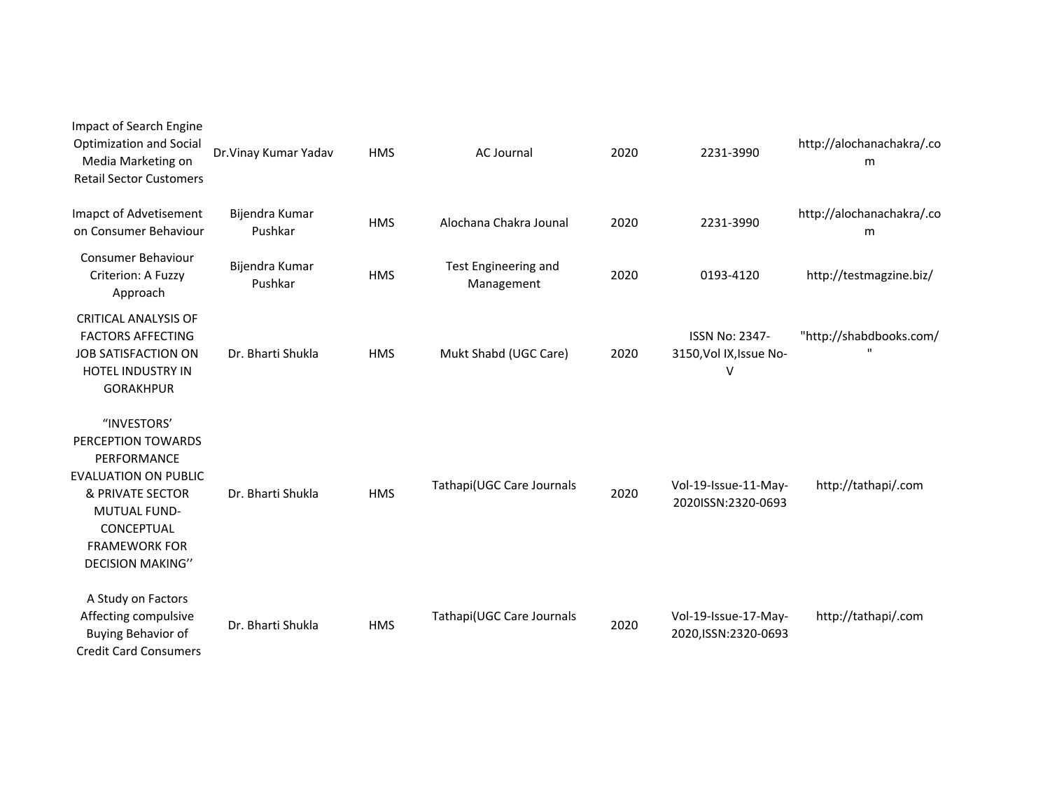| | | | | | | |
|---|---|---|---|---|---|---|
| Impact of Search Engine Optimization and Social Media Marketing on Retail Sector Customers | Dr.Vinay Kumar Yadav | HMS | AC Journal | 2020 | 2231-3990 | http://alochanachakra/.com |
| Imapct of Advetisement on Consumer Behaviour | Bijendra Kumar Pushkar | HMS | Alochana Chakra Jounal | 2020 | 2231-3990 | http://alochanachakra/.com |
| Consumer Behaviour Criterion: A Fuzzy Approach | Bijendra Kumar Pushkar | HMS | Test Engineering and Management | 2020 | 0193-4120 | http://testmagzine.biz/ |
| CRITICAL ANALYSIS OF FACTORS AFFECTING JOB SATISFACTION ON HOTEL INDUSTRY IN GORAKHPUR | Dr. Bharti Shukla | HMS | Mukt Shabd (UGC Care) | 2020 | ISSN No: 2347-3150,Vol IX,Issue No-V | "http://shabdbooks.com/" |
| "INVESTORS' PERCEPTION TOWARDS PERFORMANCE EVALUATION ON PUBLIC & PRIVATE SECTOR MUTUAL FUND- CONCEPTUAL FRAMEWORK FOR DECISION MAKING'' | Dr. Bharti Shukla | HMS | Tathapi(UGC Care Journals | 2020 | Vol-19-Issue-11-May-2020ISSN:2320-0693 | http://tathapi/.com |
| A Study on Factors Affecting compulsive Buying Behavior of Credit Card Consumers | Dr. Bharti Shukla | HMS | Tathapi(UGC Care Journals | 2020 | Vol-19-Issue-17-May-2020,ISSN:2320-0693 | http://tathapi/.com |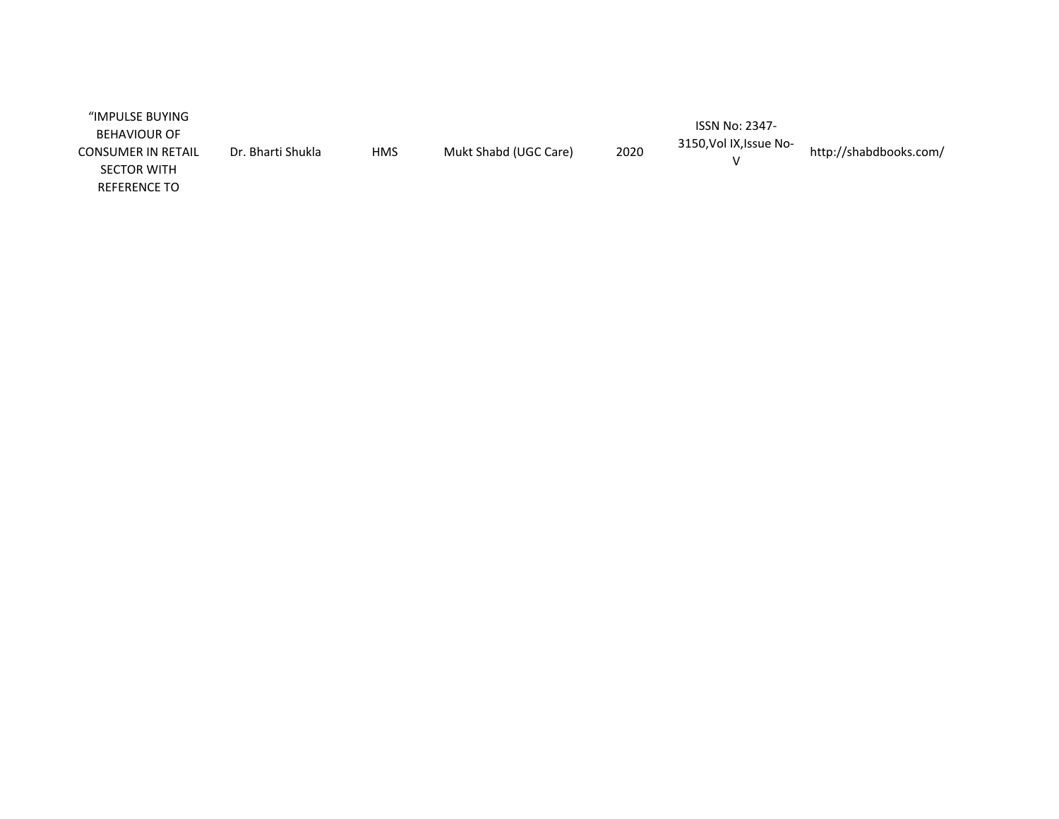| | | | | | | |
|---|---|---|---|---|---|---|
| "IMPULSE BUYING BEHAVIOUR OF CONSUMER IN RETAIL SECTOR WITH REFERENCE TO | Dr. Bharti Shukla | HMS | Mukt Shabd (UGC Care) | 2020 | ISSN No: 2347-3150,Vol IX,Issue No-V | http://shabdbooks.com/ |